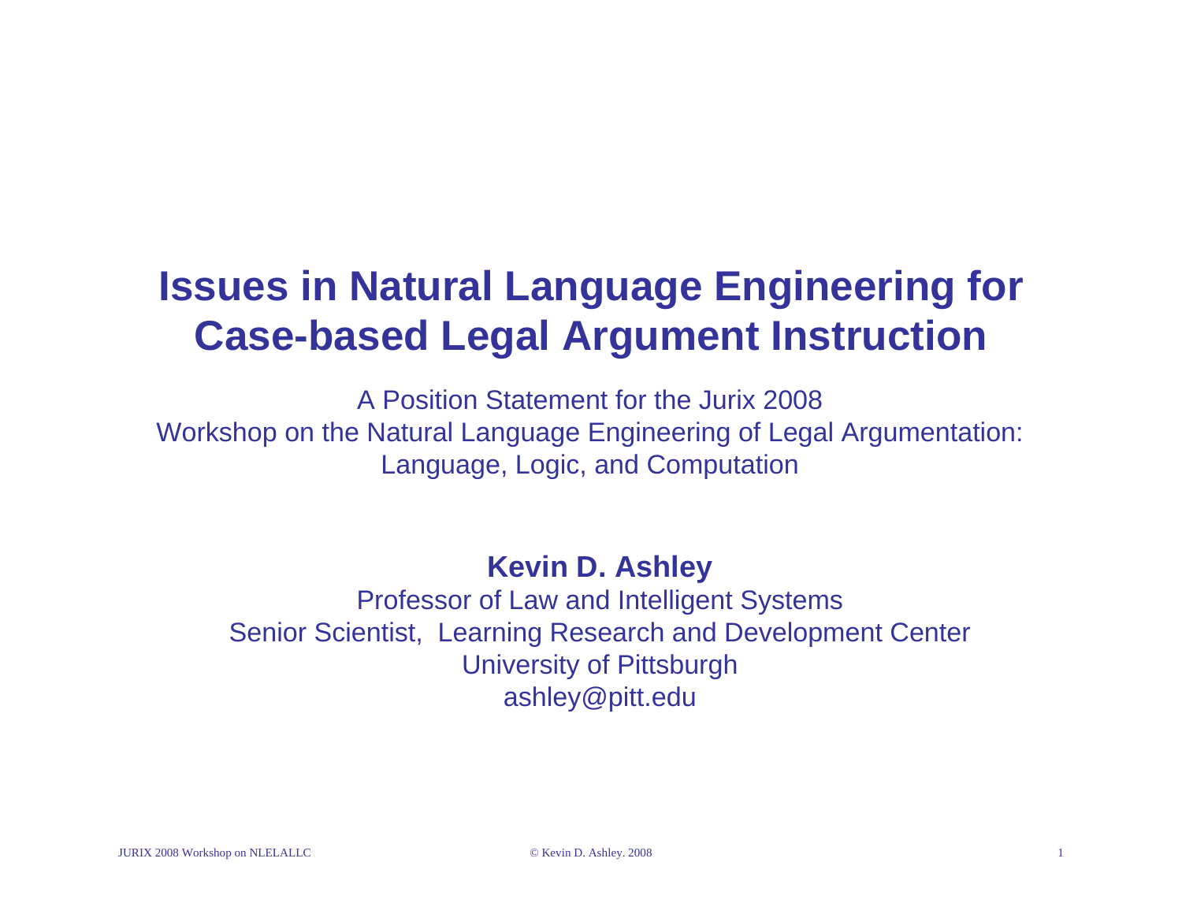# Issues in Natural Language Engineering for Case-based Legal Argument Instruction

A Position Statement for the Jurix 2008
Workshop on the Natural Language Engineering of Legal Argumentation:
Language, Logic, and Computation

**Kevin D. Ashley**
Professor of Law and Intelligent Systems
Senior Scientist, Learning Research and Development Center
University of Pittsburgh
ashley@pitt.edu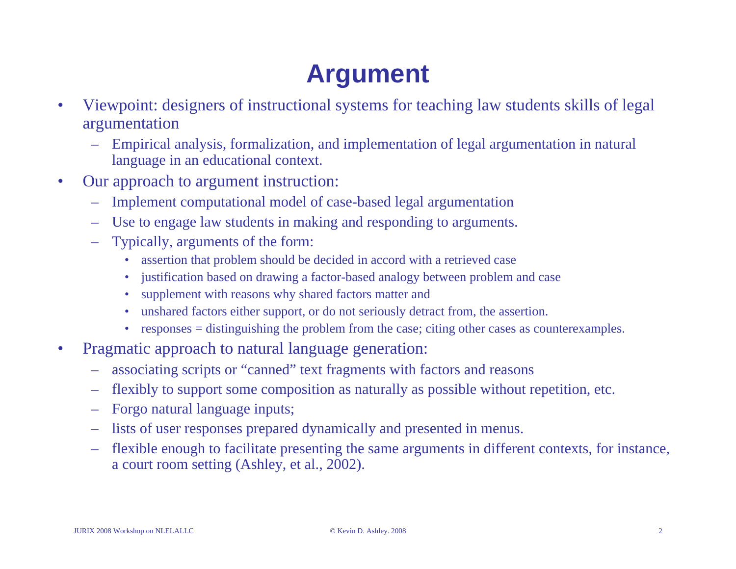# Argument

- Viewpoint: designers of instructional systems for teaching law students skills of legal argumentation
  - Empirical analysis, formalization, and implementation of legal argumentation in natural language in an educational context.
- Our approach to argument instruction:
  - Implement computational model of case-based legal argumentation
  - Use to engage law students in making and responding to arguments.
  - Typically, arguments of the form:
    - assertion that problem should be decided in accord with a retrieved case
    - justification based on drawing a factor-based analogy between problem and case
    - supplement with reasons why shared factors matter and
    - unshared factors either support, or do not seriously detract from, the assertion.
    - responses = distinguishing the problem from the case; citing other cases as counterexamples.
- Pragmatic approach to natural language generation:
  - associating scripts or "canned" text fragments with factors and reasons
  - flexibly to support some composition as naturally as possible without repetition, etc.
  - Forgo natural language inputs;
  - lists of user responses prepared dynamically and presented in menus.
  - flexible enough to facilitate presenting the same arguments in different contexts, for instance, a court room setting (Ashley, et al., 2002).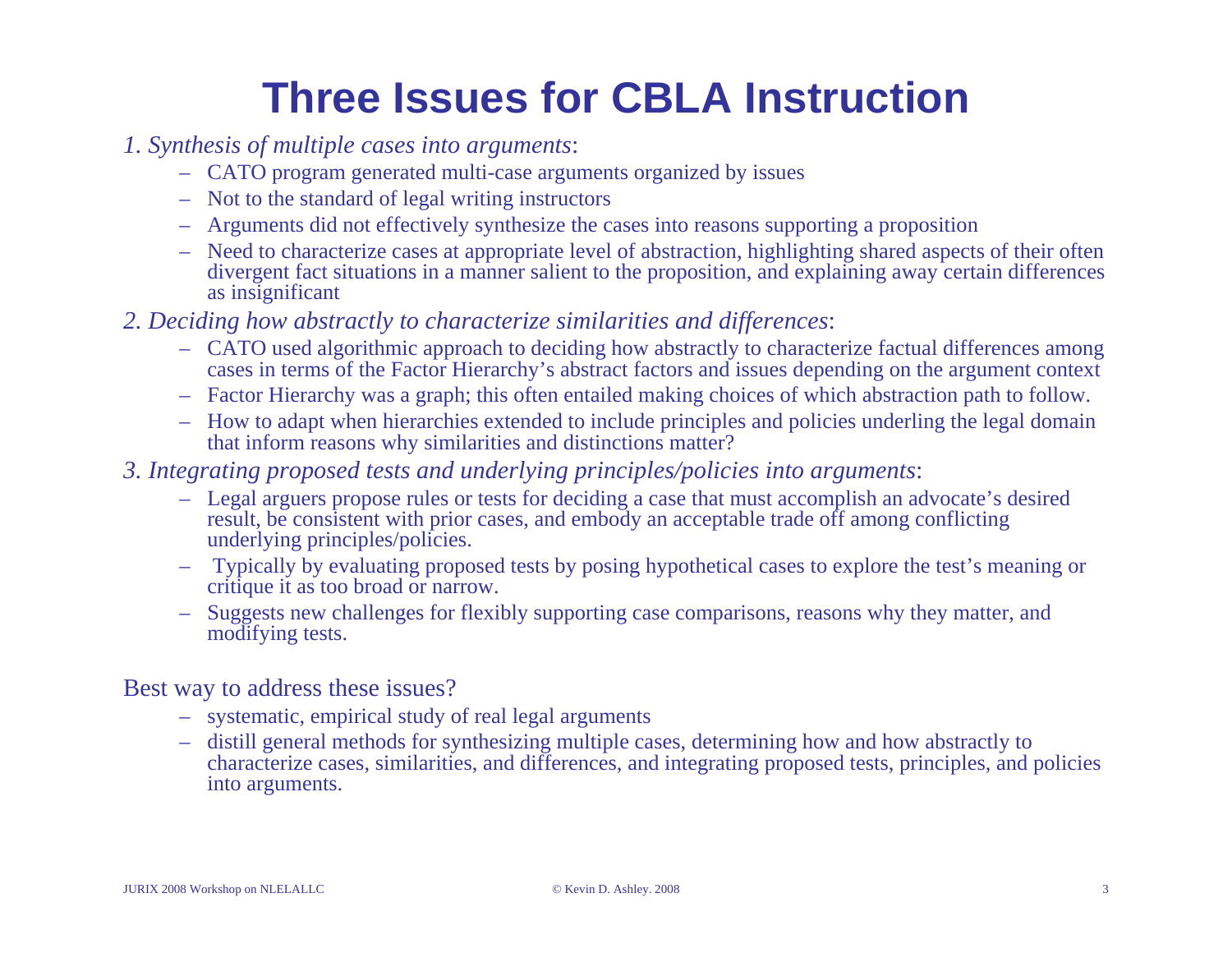# Three Issues for CBLA Instruction

*1. Synthesis of multiple cases into arguments*:

- CATO program generated multi-case arguments organized by issues
- Not to the standard of legal writing instructors
- Arguments did not effectively synthesize the cases into reasons supporting a proposition
- Need to characterize cases at appropriate level of abstraction, highlighting shared aspects of their often divergent fact situations in a manner salient to the proposition, and explaining away certain differences as insignificant

*2. Deciding how abstractly to characterize similarities and differences*:

- CATO used algorithmic approach to deciding how abstractly to characterize factual differences among cases in terms of the Factor Hierarchy's abstract factors and issues depending on the argument context
- Factor Hierarchy was a graph; this often entailed making choices of which abstraction path to follow.
- How to adapt when hierarchies extended to include principles and policies underling the legal domain that inform reasons why similarities and distinctions matter?

*3. Integrating proposed tests and underlying principles/policies into arguments*:

- Legal arguers propose rules or tests for deciding a case that must accomplish an advocate's desired result, be consistent with prior cases, and embody an acceptable trade off among conflicting underlying principles/policies.
- Typically by evaluating proposed tests by posing hypothetical cases to explore the test's meaning or critique it as too broad or narrow.
- Suggests new challenges for flexibly supporting case comparisons, reasons why they matter, and modifying tests.

Best way to address these issues?

- systematic, empirical study of real legal arguments
- distill general methods for synthesizing multiple cases, determining how and how abstractly to characterize cases, similarities, and differences, and integrating proposed tests, principles, and policies into arguments.